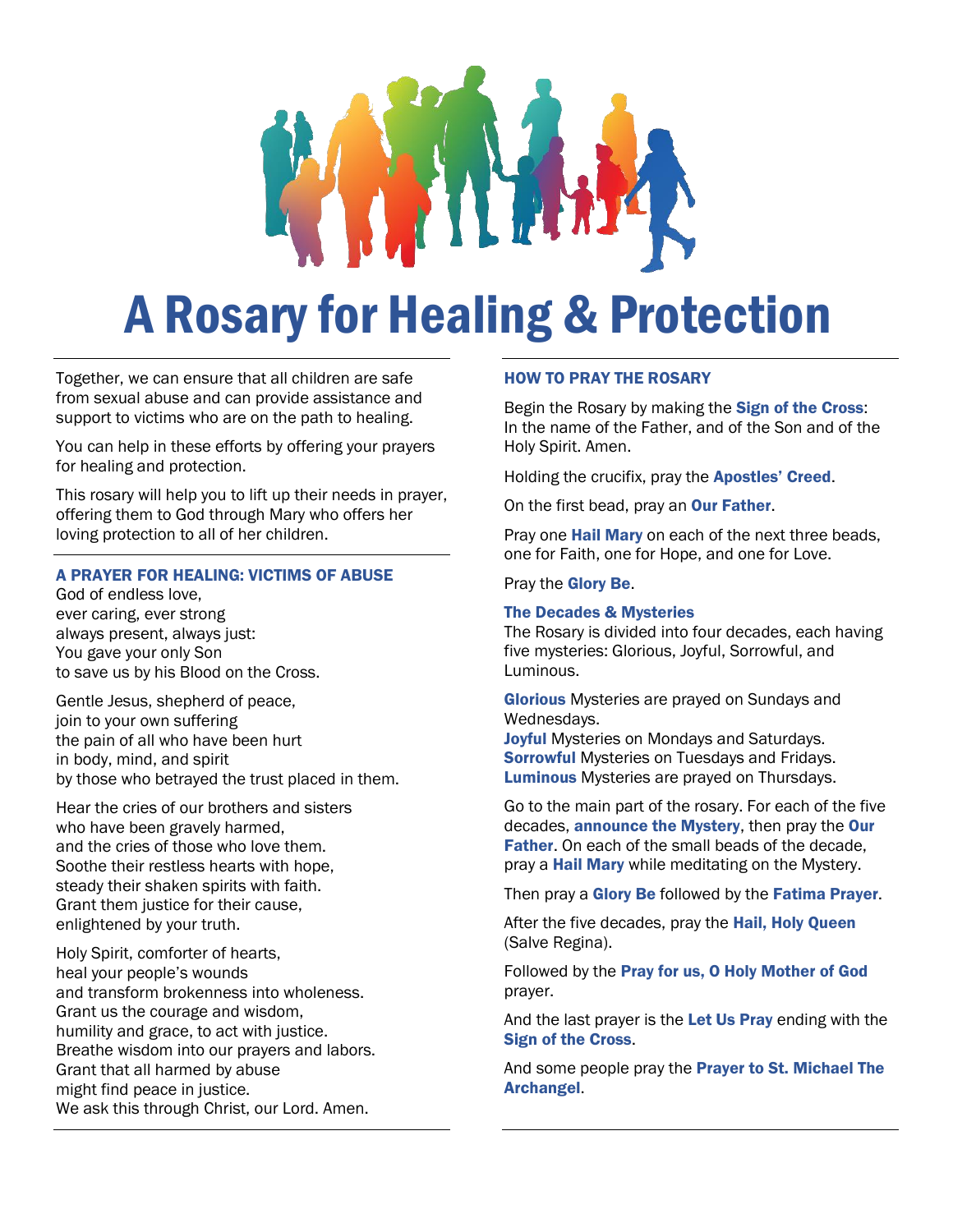# A Rosary for Healing & Protection

Together, we can ensure that all children are safe from sexual abuse and can provide assistance and support to victims who are on the path to healing.

You can help in these efforts by offering your prayers for healing and protection.

This rosary will help you to lift up their needs in prayer, offering them to God through Mary who offers her loving protection to all of her children.

## A PRAYER FOR HEALING: VICTIMS OF ABUSE

God of endless love,
ever caring, ever strong
always present, always just:
You gave your only Son
to save us by his Blood on the Cross.

Gentle Jesus, shepherd of peace,
join to your own suffering
the pain of all who have been hurt
in body, mind, and spirit
by those who betrayed the trust placed in them.

Hear the cries of our brothers and sisters
who have been gravely harmed,
and the cries of those who love them.
Soothe their restless hearts with hope,
steady their shaken spirits with faith.
Grant them justice for their cause,
enlightened by your truth.

Holy Spirit, comforter of hearts,
heal your people's wounds
and transform brokenness into wholeness.
Grant us the courage and wisdom,
humility and grace, to act with justice.
Breathe wisdom into our prayers and labors.
Grant that all harmed by abuse
might find peace in justice.
We ask this through Christ, our Lord. Amen.

## HOW TO PRAY THE ROSARY

Begin the Rosary by making the **Sign of the Cross**: In the name of the Father, and of the Son and of the Holy Spirit. Amen.

Holding the crucifix, pray the **Apostles' Creed**.

On the first bead, pray an **Our Father**.

Pray one **Hail Mary** on each of the next three beads, one for Faith, one for Hope, and one for Love.

Pray the **Glory Be**.

### The Decades & Mysteries

The Rosary is divided into four decades, each having five mysteries: Glorious, Joyful, Sorrowful, and Luminous.

**Glorious** Mysteries are prayed on Sundays and Wednesdays.
**Joyful** Mysteries on Mondays and Saturdays.
**Sorrowful** Mysteries on Tuesdays and Fridays.
**Luminous** Mysteries are prayed on Thursdays.

Go to the main part of the rosary. For each of the five decades, **announce the Mystery**, then pray the **Our Father**. On each of the small beads of the decade, pray a **Hail Mary** while meditating on the Mystery.

Then pray a **Glory Be** followed by the **Fatima Prayer**.

After the five decades, pray the **Hail, Holy Queen** (Salve Regina).

Followed by the **Pray for us, O Holy Mother of God** prayer.

And the last prayer is the **Let Us Pray** ending with the **Sign of the Cross**.

And some people pray the **Prayer to St. Michael The Archangel**.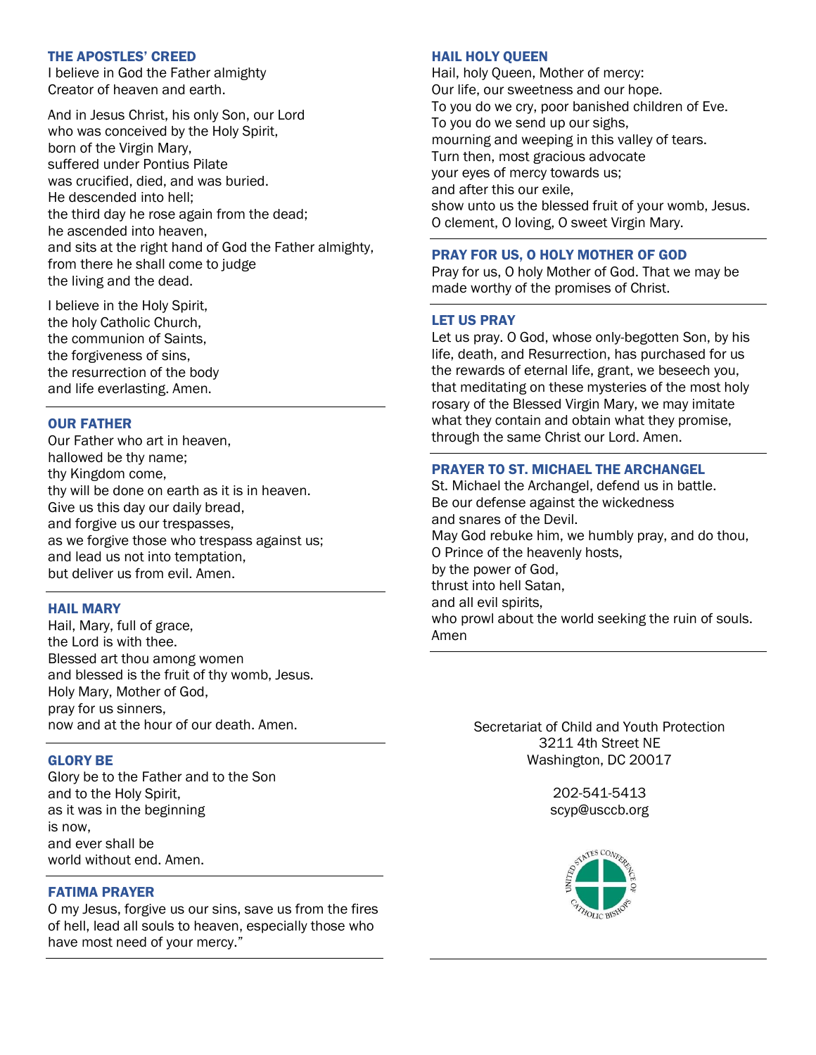## THE APOSTLES' CREED

I believe in God the Father almighty
Creator of heaven and earth.

And in Jesus Christ, his only Son, our Lord
who was conceived by the Holy Spirit,
born of the Virgin Mary,
suffered under Pontius Pilate
was crucified, died, and was buried.
He descended into hell;
the third day he rose again from the dead;
he ascended into heaven,
and sits at the right hand of God the Father almighty,
from there he shall come to judge
the living and the dead.

I believe in the Holy Spirit,
the holy Catholic Church,
the communion of Saints,
the forgiveness of sins,
the resurrection of the body
and life everlasting. Amen.

## OUR FATHER

Our Father who art in heaven,
hallowed be thy name;
thy Kingdom come,
thy will be done on earth as it is in heaven.
Give us this day our daily bread,
and forgive us our trespasses,
as we forgive those who trespass against us;
and lead us not into temptation,
but deliver us from evil. Amen.

## HAIL MARY

Hail, Mary, full of grace,
the Lord is with thee.
Blessed art thou among women
and blessed is the fruit of thy womb, Jesus.
Holy Mary, Mother of God,
pray for us sinners,
now and at the hour of our death. Amen.

## GLORY BE

Glory be to the Father and to the Son
and to the Holy Spirit,
as it was in the beginning
is now,
and ever shall be
world without end. Amen.

## FATIMA PRAYER

O my Jesus, forgive us our sins, save us from the fires of hell, lead all souls to heaven, especially those who have most need of your mercy."

## HAIL HOLY QUEEN

Hail, holy Queen, Mother of mercy:
Our life, our sweetness and our hope.
To you do we cry, poor banished children of Eve.
To you do we send up our sighs,
mourning and weeping in this valley of tears.
Turn then, most gracious advocate
your eyes of mercy towards us;
and after this our exile,
show unto us the blessed fruit of your womb, Jesus.
O clement, O loving, O sweet Virgin Mary.

## PRAY FOR US, O HOLY MOTHER OF GOD

Pray for us, O holy Mother of God. That we may be made worthy of the promises of Christ.

## LET US PRAY

Let us pray. O God, whose only-begotten Son, by his life, death, and Resurrection, has purchased for us the rewards of eternal life, grant, we beseech you, that meditating on these mysteries of the most holy rosary of the Blessed Virgin Mary, we may imitate what they contain and obtain what they promise, through the same Christ our Lord. Amen.

## PRAYER TO ST. MICHAEL THE ARCHANGEL

St. Michael the Archangel, defend us in battle.
Be our defense against the wickedness
and snares of the Devil.
May God rebuke him, we humbly pray, and do thou,
O Prince of the heavenly hosts,
by the power of God,
thrust into hell Satan,
and all evil spirits,
who prowl about the world seeking the ruin of souls.
Amen

Secretariat of Child and Youth Protection
3211 4th Street NE
Washington, DC 20017

202-541-5413
scyp@usccb.org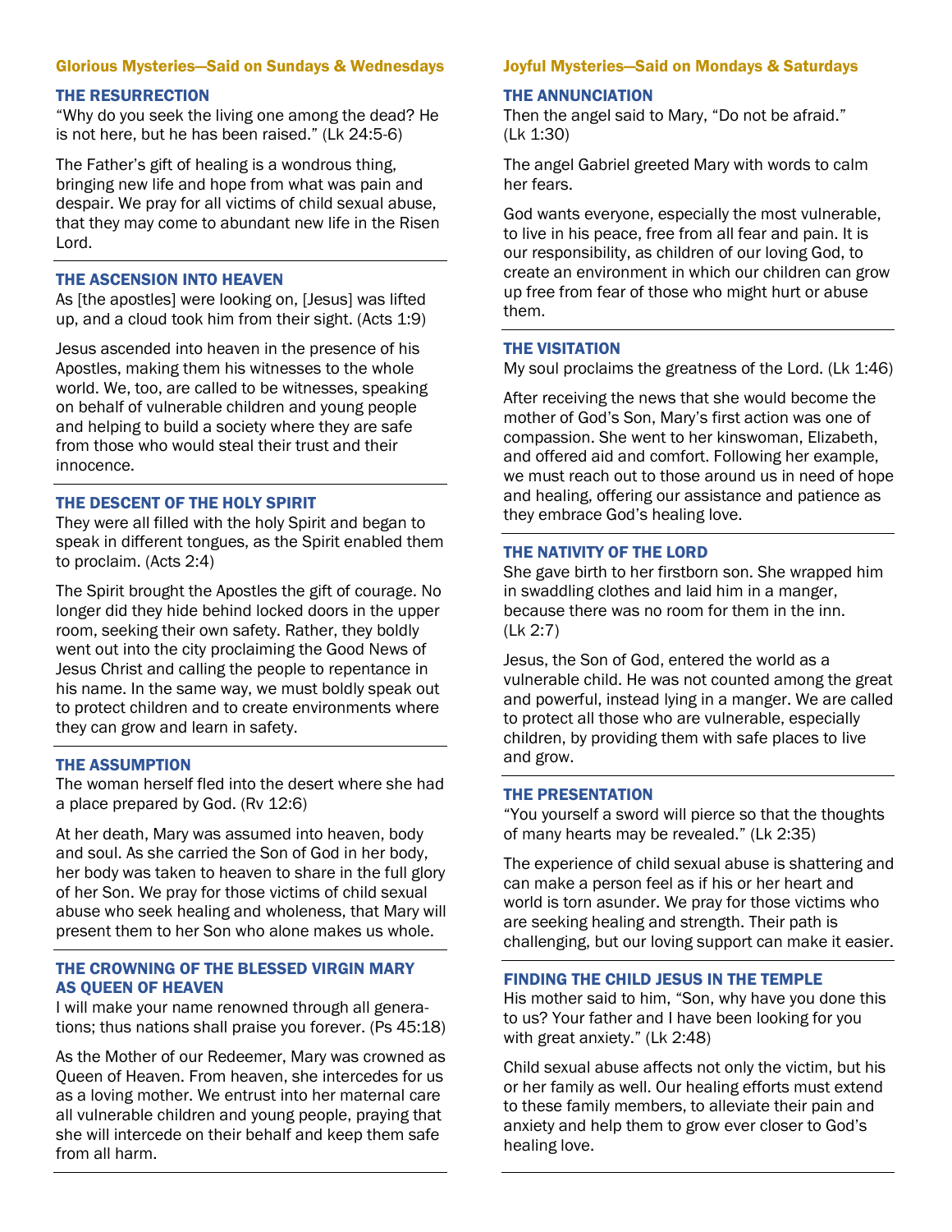## Glorious Mysteries—Said on Sundays & Wednesdays

### THE RESURRECTION

"Why do you seek the living one among the dead? He is not here, but he has been raised." (Lk 24:5-6)

The Father's gift of healing is a wondrous thing, bringing new life and hope from what was pain and despair. We pray for all victims of child sexual abuse, that they may come to abundant new life in the Risen Lord.

### THE ASCENSION INTO HEAVEN

As [the apostles] were looking on, [Jesus] was lifted up, and a cloud took him from their sight. (Acts 1:9)

Jesus ascended into heaven in the presence of his Apostles, making them his witnesses to the whole world. We, too, are called to be witnesses, speaking on behalf of vulnerable children and young people and helping to build a society where they are safe from those who would steal their trust and their innocence.

### THE DESCENT OF THE HOLY SPIRIT

They were all filled with the holy Spirit and began to speak in different tongues, as the Spirit enabled them to proclaim. (Acts 2:4)

The Spirit brought the Apostles the gift of courage. No longer did they hide behind locked doors in the upper room, seeking their own safety. Rather, they boldly went out into the city proclaiming the Good News of Jesus Christ and calling the people to repentance in his name. In the same way, we must boldly speak out to protect children and to create environments where they can grow and learn in safety.

### THE ASSUMPTION

The woman herself fled into the desert where she had a place prepared by God. (Rv 12:6)

At her death, Mary was assumed into heaven, body and soul. As she carried the Son of God in her body, her body was taken to heaven to share in the full glory of her Son. We pray for those victims of child sexual abuse who seek healing and wholeness, that Mary will present them to her Son who alone makes us whole.

### THE CROWNING OF THE BLESSED VIRGIN MARY AS QUEEN OF HEAVEN

I will make your name renowned through all generations; thus nations shall praise you forever. (Ps 45:18)

As the Mother of our Redeemer, Mary was crowned as Queen of Heaven. From heaven, she intercedes for us as a loving mother. We entrust into her maternal care all vulnerable children and young people, praying that she will intercede on their behalf and keep them safe from all harm.

## Joyful Mysteries—Said on Mondays & Saturdays

### THE ANNUNCIATION

Then the angel said to Mary, "Do not be afraid." (Lk 1:30)

The angel Gabriel greeted Mary with words to calm her fears.

God wants everyone, especially the most vulnerable, to live in his peace, free from all fear and pain. It is our responsibility, as children of our loving God, to create an environment in which our children can grow up free from fear of those who might hurt or abuse them.

### THE VISITATION

My soul proclaims the greatness of the Lord. (Lk 1:46)

After receiving the news that she would become the mother of God's Son, Mary's first action was one of compassion. She went to her kinswoman, Elizabeth, and offered aid and comfort. Following her example, we must reach out to those around us in need of hope and healing, offering our assistance and patience as they embrace God's healing love.

### THE NATIVITY OF THE LORD

She gave birth to her firstborn son. She wrapped him in swaddling clothes and laid him in a manger, because there was no room for them in the inn. (Lk 2:7)

Jesus, the Son of God, entered the world as a vulnerable child. He was not counted among the great and powerful, instead lying in a manger. We are called to protect all those who are vulnerable, especially children, by providing them with safe places to live and grow.

### THE PRESENTATION

"You yourself a sword will pierce so that the thoughts of many hearts may be revealed." (Lk 2:35)

The experience of child sexual abuse is shattering and can make a person feel as if his or her heart and world is torn asunder. We pray for those victims who are seeking healing and strength. Their path is challenging, but our loving support can make it easier.

### FINDING THE CHILD JESUS IN THE TEMPLE

His mother said to him, "Son, why have you done this to us? Your father and I have been looking for you with great anxiety." (Lk 2:48)

Child sexual abuse affects not only the victim, but his or her family as well. Our healing efforts must extend to these family members, to alleviate their pain and anxiety and help them to grow ever closer to God's healing love.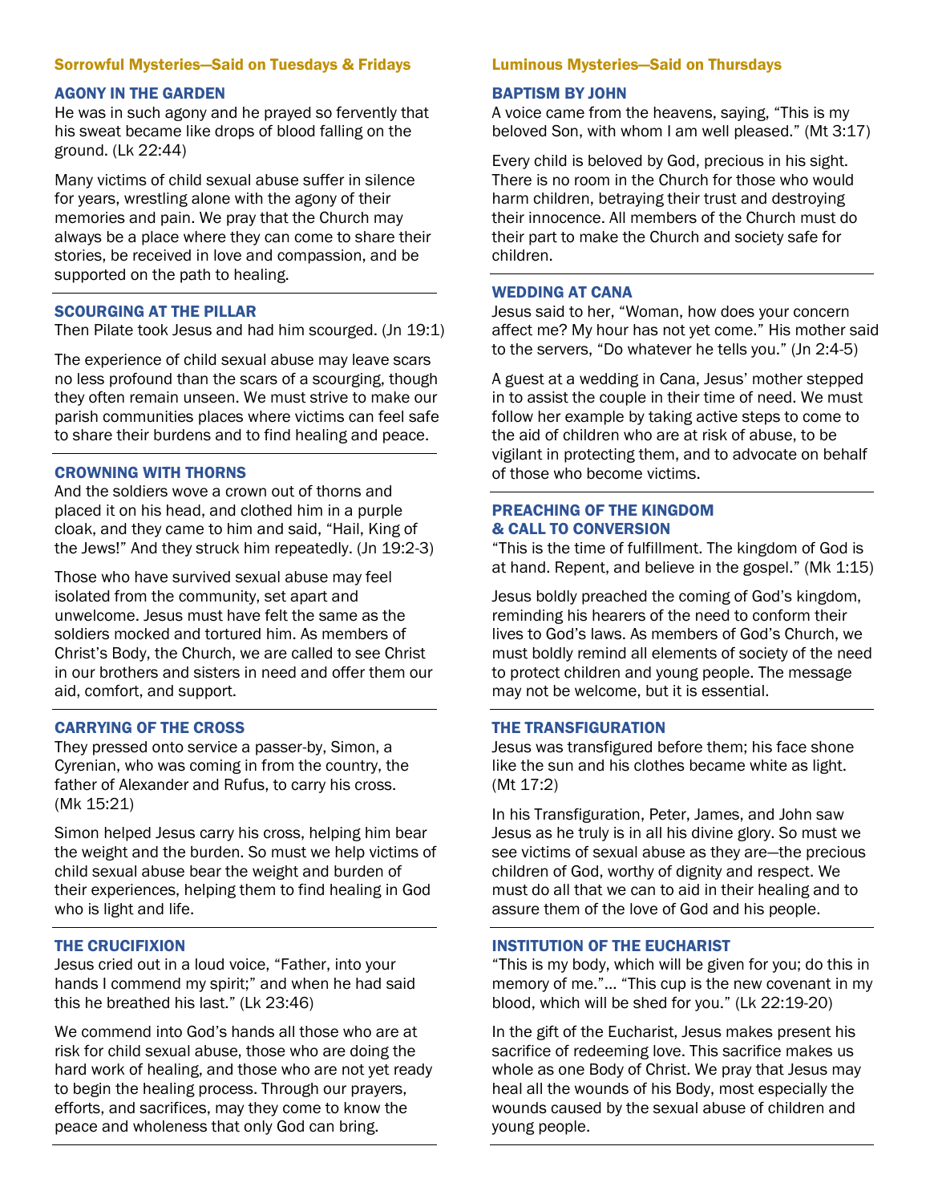## Sorrowful Mysteries—Said on Tuesdays & Fridays

### AGONY IN THE GARDEN

He was in such agony and he prayed so fervently that his sweat became like drops of blood falling on the ground. (Lk 22:44)

Many victims of child sexual abuse suffer in silence for years, wrestling alone with the agony of their memories and pain. We pray that the Church may always be a place where they can come to share their stories, be received in love and compassion, and be supported on the path to healing.

### SCOURGING AT THE PILLAR

Then Pilate took Jesus and had him scourged. (Jn 19:1)

The experience of child sexual abuse may leave scars no less profound than the scars of a scourging, though they often remain unseen. We must strive to make our parish communities places where victims can feel safe to share their burdens and to find healing and peace.

### CROWNING WITH THORNS

And the soldiers wove a crown out of thorns and placed it on his head, and clothed him in a purple cloak, and they came to him and said, "Hail, King of the Jews!" And they struck him repeatedly. (Jn 19:2-3)

Those who have survived sexual abuse may feel isolated from the community, set apart and unwelcome. Jesus must have felt the same as the soldiers mocked and tortured him. As members of Christ's Body, the Church, we are called to see Christ in our brothers and sisters in need and offer them our aid, comfort, and support.

### CARRYING OF THE CROSS

They pressed onto service a passer-by, Simon, a Cyrenian, who was coming in from the country, the father of Alexander and Rufus, to carry his cross. (Mk 15:21)

Simon helped Jesus carry his cross, helping him bear the weight and the burden. So must we help victims of child sexual abuse bear the weight and burden of their experiences, helping them to find healing in God who is light and life.

### THE CRUCIFIXION

Jesus cried out in a loud voice, "Father, into your hands I commend my spirit;" and when he had said this he breathed his last." (Lk 23:46)

We commend into God's hands all those who are at risk for child sexual abuse, those who are doing the hard work of healing, and those who are not yet ready to begin the healing process. Through our prayers, efforts, and sacrifices, may they come to know the peace and wholeness that only God can bring.

## Luminous Mysteries—Said on Thursdays

### BAPTISM BY JOHN

A voice came from the heavens, saying, "This is my beloved Son, with whom I am well pleased." (Mt 3:17)

Every child is beloved by God, precious in his sight. There is no room in the Church for those who would harm children, betraying their trust and destroying their innocence. All members of the Church must do their part to make the Church and society safe for children.

### WEDDING AT CANA

Jesus said to her, "Woman, how does your concern affect me? My hour has not yet come." His mother said to the servers, "Do whatever he tells you." (Jn 2:4-5)

A guest at a wedding in Cana, Jesus' mother stepped in to assist the couple in their time of need. We must follow her example by taking active steps to come to the aid of children who are at risk of abuse, to be vigilant in protecting them, and to advocate on behalf of those who become victims.

### PREACHING OF THE KINGDOM & CALL TO CONVERSION

"This is the time of fulfillment. The kingdom of God is at hand. Repent, and believe in the gospel." (Mk 1:15)

Jesus boldly preached the coming of God's kingdom, reminding his hearers of the need to conform their lives to God's laws. As members of God's Church, we must boldly remind all elements of society of the need to protect children and young people. The message may not be welcome, but it is essential.

### THE TRANSFIGURATION

Jesus was transfigured before them; his face shone like the sun and his clothes became white as light. (Mt 17:2)

In his Transfiguration, Peter, James, and John saw Jesus as he truly is in all his divine glory. So must we see victims of sexual abuse as they are—the precious children of God, worthy of dignity and respect. We must do all that we can to aid in their healing and to assure them of the love of God and his people.

### INSTITUTION OF THE EUCHARIST

"This is my body, which will be given for you; do this in memory of me."… "This cup is the new covenant in my blood, which will be shed for you." (Lk 22:19-20)

In the gift of the Eucharist, Jesus makes present his sacrifice of redeeming love. This sacrifice makes us whole as one Body of Christ. We pray that Jesus may heal all the wounds of his Body, most especially the wounds caused by the sexual abuse of children and young people.